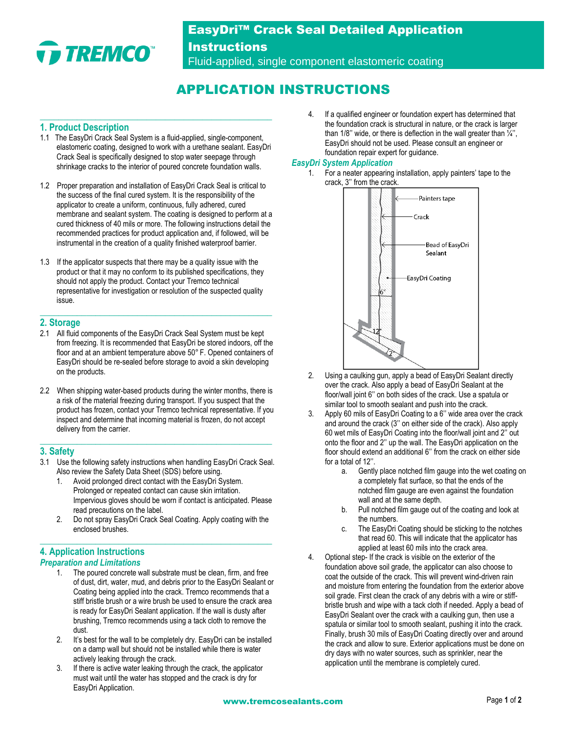# EasyDri™ Crack Seal Detailed Application Instructions

Fluid-applied, single component elastomeric coating

## APPLICATION INSTRUCTIONS

### 1. Product Description

1.1 The EasyDri Crack Seal System is a fluid-applied, single-component, elastomeric coating, designed to work with a urethane sealant. EasyDri Crack Seal is specifically designed to stop water seepage through shrinkage cracks to the interior of poured concrete foundation walls.

1.2 Proper preparation and installation of EasyDri Crack Seal is critical to the success of the final cured system. It is the responsibility of the applicator to create a uniform, continuous, fully adhered, cured membrane and sealant system. The coating is designed to perform at a cured thickness of 40 mils or more. The following instructions detail the recommended practices for product application and, if followed, will be instrumental in the creation of a quality finished waterproof barrier.

1.3 If the applicator suspects that there may be a quality issue with the product or that it may no conform to its published specifications, they should not apply the product. Contact your Tremco technical representative for investigation or resolution of the suspected quality issue.

### 2. Storage

2.1 All fluid components of the EasyDri Crack Seal System must be kept from freezing. It is recommended that EasyDri be stored indoors, off the floor and at an ambient temperature above 50° F. Opened containers of EasyDri should be re-sealed before storage to avoid a skin developing on the products.

2.2 When shipping water-based products during the winter months, there is a risk of the material freezing during transport. If you suspect that the product has frozen, contact your Tremco technical representative. If you inspect and determine that incoming material is frozen, do not accept delivery from the carrier.

### 3. Safety

3.1 Use the following safety instructions when handling EasyDri Crack Seal. Also review the Safety Data Sheet (SDS) before using.

1. Avoid prolonged direct contact with the EasyDri System. Prolonged or repeated contact can cause skin irritation. Impervious gloves should be worn if contact is anticipated. Please read precautions on the label.
2. Do not spray EasyDri Crack Seal Coating. Apply coating with the enclosed brushes.

### 4. Application Instructions

#### *Preparation and Limitations*

1. The poured concrete wall substrate must be clean, firm, and free of dust, dirt, water, mud, and debris prior to the EasyDri Sealant or Coating being applied into the crack. Tremco recommends that a stiff bristle brush or a wire brush be used to ensure the crack area is ready for EasyDri Sealant application. If the wall is dusty after brushing, Tremco recommends using a tack cloth to remove the dust.
2. It's best for the wall to be completely dry. EasyDri can be installed on a damp wall but should not be installed while there is water actively leaking through the crack.
3. If there is active water leaking through the crack, the applicator must wait until the water has stopped and the crack is dry for EasyDri Application.
4. If a qualified engineer or foundation expert has determined that the foundation crack is structural in nature, or the crack is larger than 1/8'' wide, or there is deflection in the wall greater than ¼'', EasyDri should not be used. Please consult an engineer or foundation repair expert for guidance.

#### *EasyDri System Application*

1. For a neater appearing installation, apply painters' tape to the crack, 3'' from the crack.

   Painters tape — Crack — Bead of EasyDri Sealant — EasyDri Coating — 6'' — 12'' — 2''

2. Using a caulking gun, apply a bead of EasyDri Sealant directly over the crack. Also apply a bead of EasyDri Sealant at the floor/wall joint 6'' on both sides of the crack. Use a spatula or similar tool to smooth sealant and push into the crack.
3. Apply 60 mils of EasyDri Coating to a 6'' wide area over the crack and around the crack (3'' on either side of the crack). Also apply 60 wet mils of EasyDri Coating into the floor/wall joint and 2'' out onto the floor and 2'' up the wall. The EasyDri application on the floor should extend an additional 6'' from the crack on either side for a total of 12''.
   1. Gently place notched film gauge into the wet coating on a completely flat surface, so that the ends of the notched film gauge are even against the foundation wall and at the same depth.
   2. Pull notched film gauge out of the coating and look at the numbers.
   3. The EasyDri Coating should be sticking to the notches that read 60. This will indicate that the applicator has applied at least 60 mils into the crack area.
4. Optional step- If the crack is visible on the exterior of the foundation above soil grade, the applicator can also choose to coat the outside of the crack. This will prevent wind-driven rain and moisture from entering the foundation from the exterior above soil grade. First clean the crack of any debris with a wire or stiff-bristle brush and wipe with a tack cloth if needed. Apply a bead of EasyDri Sealant over the crack with a caulking gun, then use a spatula or similar tool to smooth sealant, pushing it into the crack. Finally, brush 30 mils of EasyDri Coating directly over and around the crack and allow to sure. Exterior applications must be done on dry days with no water sources, such as sprinkler, near the application until the membrane is completely cured.

www.tremcosealants.com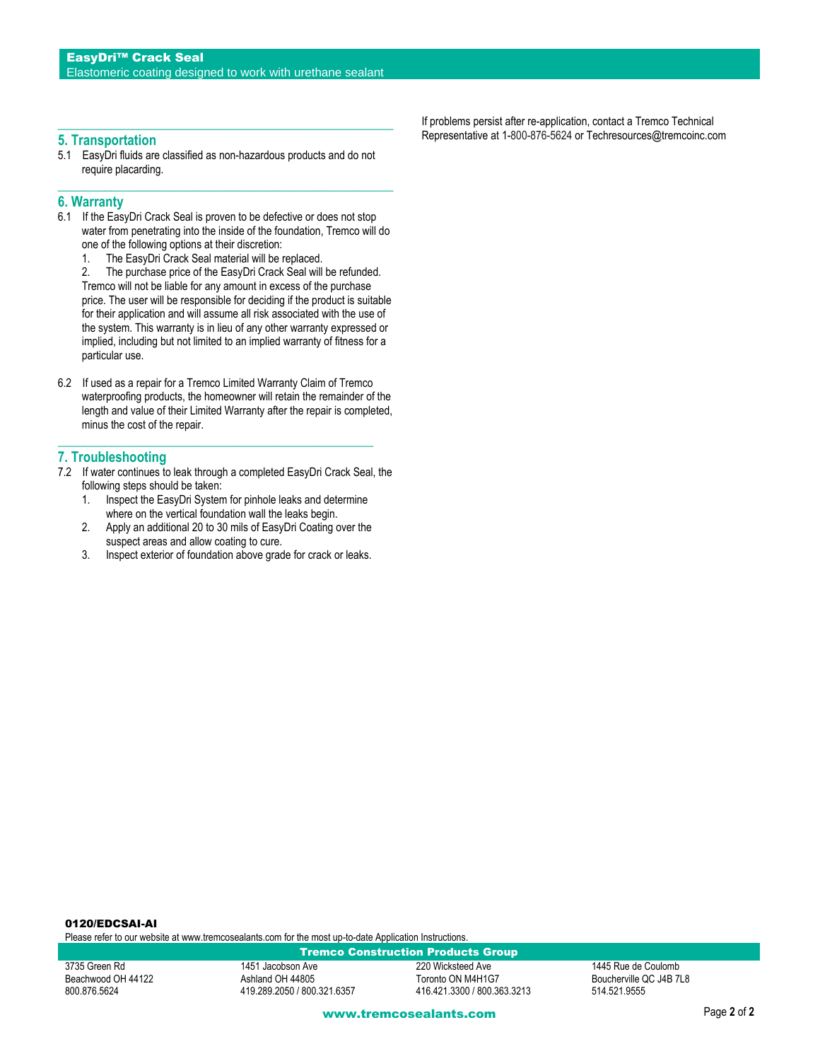## 5. Transportation

5.1 EasyDri fluids are classified as non-hazardous products and do not require placarding.

## 6. Warranty

6.1 If the EasyDri Crack Seal is proven to be defective or does not stop water from penetrating into the inside of the foundation, Tremco will do one of the following options at their discretion:

1. The EasyDri Crack Seal material will be replaced.
2. The purchase price of the EasyDri Crack Seal will be refunded.

Tremco will not be liable for any amount in excess of the purchase price. The user will be responsible for deciding if the product is suitable for their application and will assume all risk associated with the use of the system. This warranty is in lieu of any other warranty expressed or implied, including but not limited to an implied warranty of fitness for a particular use.

6.2 If used as a repair for a Tremco Limited Warranty Claim of Tremco waterproofing products, the homeowner will retain the remainder of the length and value of their Limited Warranty after the repair is completed, minus the cost of the repair.

## 7. Troubleshooting

7.2 If water continues to leak through a completed EasyDri Crack Seal, the following steps should be taken:

1. Inspect the EasyDri System for pinhole leaks and determine where on the vertical foundation wall the leaks begin.
2. Apply an additional 20 to 30 mils of EasyDri Coating over the suspect areas and allow coating to cure.
3. Inspect exterior of foundation above grade for crack or leaks.

If problems persist after re-application, contact a Tremco Technical Representative at 1-800-876-5624 or Techresources@tremcoinc.com

**0120/EDCSAI-AI**

Please refer to our website at www.tremcosealants.com for the most up-to-date Application Instructions.

**Tremco Construction Products Group**

3735 Green Rd
Beachwood OH 44122
800.876.5624

1451 Jacobson Ave
Ashland OH 44805
419.289.2050 / 800.321.6357

220 Wicksteed Ave
Toronto ON M4H1G7
416.421.3300 / 800.363.3213

1445 Rue de Coulomb
Boucherville QC J4B 7L8
514.521.9555

**www.tremcosealants.com**